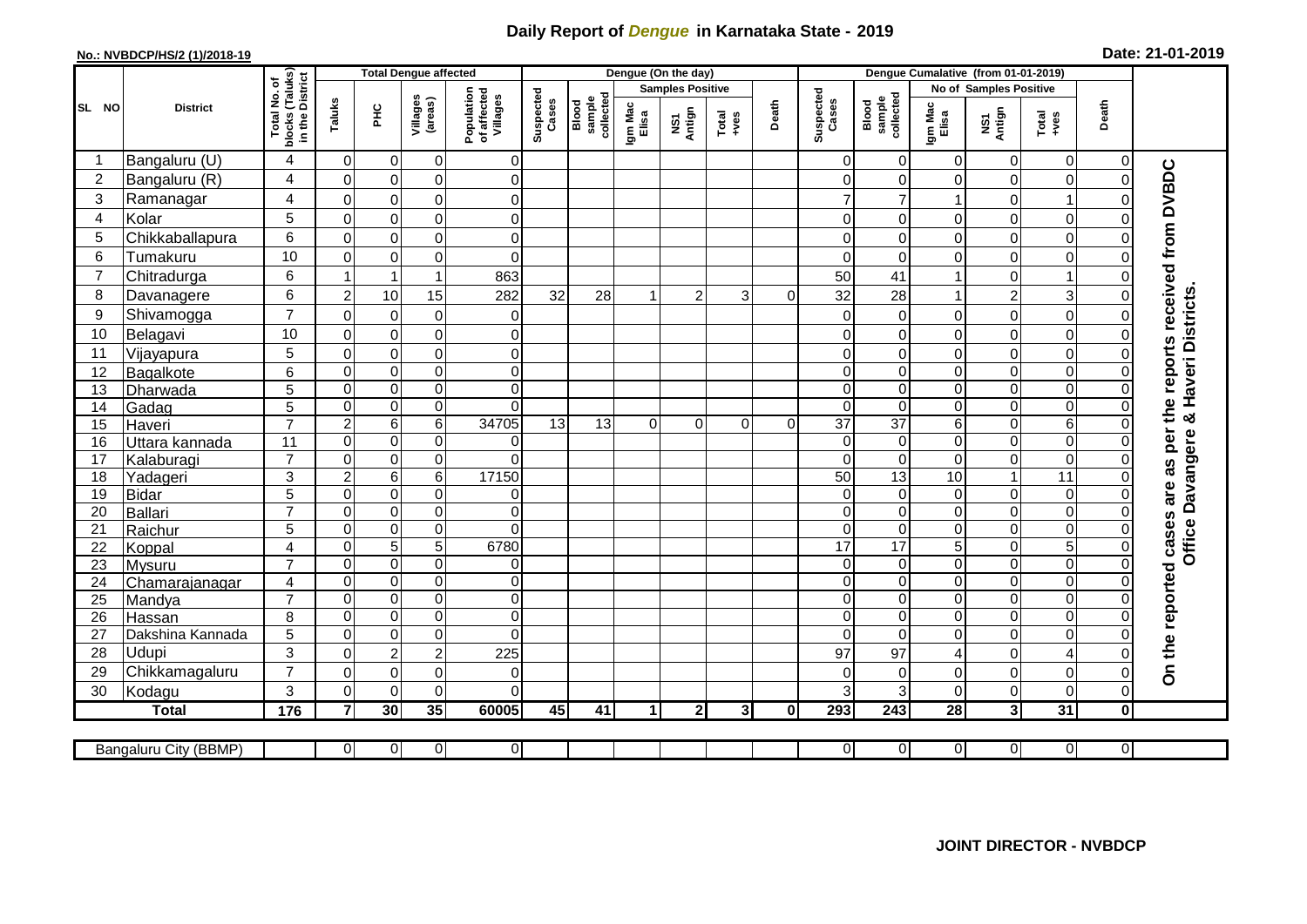# Daily Report of *Dengue* in Karnataka State - 2019

**No.: NVBDCP/HS/2 (1)/2018-19**

**Date: 21-01-2019**

| SL NO | District | Total No. of blocks (Taluks) in the District | Total Dengue affected | | | | Dengue (On the day) | | | | | | | Dengue Cumalative (from 01-01-2019) | | | | | | | |
|---|---|---|---|---|---|---|---|---|---|---|---|---|---|---|---|---|---|---|---|---|
| | | | Taluks | PHC | Villages (areas) | Population of affected Villages | Suspected Cases | Blood sample collected | Samples Positive | | | Death | Suspected Cases | Blood sample collected | No of Samples Positive | | | Death | |
| | | | | | | | | | Igm Mac Elisa | NS1 Antign | Total +ves | | | | Igm Mac Elisa | NS1 Antign | Total +ves | | |
| 1 | Bangaluru (U) | 4 | 0 | 0 | 0 | 0 | | | | | | | 0 | 0 | 0 | 0 | 0 | 0 | On the reported cases are as per the reports received from DVBDC Office Davangere & Haveri Districts. |
| 2 | Bangaluru (R) | 4 | 0 | 0 | 0 | 0 | | | | | | | 0 | 0 | 0 | 0 | 0 | 0 | |
| 3 | Ramanagar | 4 | 0 | 0 | 0 | 0 | | | | | | | 7 | 7 | 1 | 0 | 1 | 0 | |
| 4 | Kolar | 5 | 0 | 0 | 0 | 0 | | | | | | | 0 | 0 | 0 | 0 | 0 | 0 | |
| 5 | Chikkaballapura | 6 | 0 | 0 | 0 | 0 | | | | | | | 0 | 0 | 0 | 0 | 0 | 0 | |
| 6 | Tumakuru | 10 | 0 | 0 | 0 | 0 | | | | | | | 0 | 0 | 0 | 0 | 0 | 0 | |
| 7 | Chitradurga | 6 | 1 | 1 | 1 | 863 | | | | | | | 50 | 41 | 1 | 0 | 1 | 0 | |
| 8 | Davanagere | 6 | 2 | 10 | 15 | 282 | 32 | 28 | 1 | 2 | 3 | 0 | 32 | 28 | 1 | 2 | 3 | 0 | |
| 9 | Shivamogga | 7 | 0 | 0 | 0 | 0 | | | | | | | 0 | 0 | 0 | 0 | 0 | 0 | |
| 10 | Belagavi | 10 | 0 | 0 | 0 | 0 | | | | | | | 0 | 0 | 0 | 0 | 0 | 0 | |
| 11 | Vijayapura | 5 | 0 | 0 | 0 | 0 | | | | | | | 0 | 0 | 0 | 0 | 0 | 0 | |
| 12 | Bagalkote | 6 | 0 | 0 | 0 | 0 | | | | | | | 0 | 0 | 0 | 0 | 0 | 0 | |
| 13 | Dharwada | 5 | 0 | 0 | 0 | 0 | | | | | | | 0 | 0 | 0 | 0 | 0 | 0 | |
| 14 | Gadag | 5 | 0 | 0 | 0 | 0 | | | | | | | 0 | 0 | 0 | 0 | 0 | 0 | |
| 15 | Haveri | 7 | 2 | 6 | 6 | 34705 | 13 | 13 | 0 | 0 | 0 | 0 | 37 | 37 | 6 | 0 | 6 | 0 | |
| 16 | Uttara kannada | 11 | 0 | 0 | 0 | 0 | | | | | | | 0 | 0 | 0 | 0 | 0 | 0 | |
| 17 | Kalaburagi | 7 | 0 | 0 | 0 | 0 | | | | | | | 0 | 0 | 0 | 0 | 0 | 0 | |
| 18 | Yadageri | 3 | 2 | 6 | 6 | 17150 | | | | | | | 50 | 13 | 10 | 1 | 11 | 0 | |
| 19 | Bidar | 5 | 0 | 0 | 0 | 0 | | | | | | | 0 | 0 | 0 | 0 | 0 | 0 | |
| 20 | Ballari | 7 | 0 | 0 | 0 | 0 | | | | | | | 0 | 0 | 0 | 0 | 0 | 0 | |
| 21 | Raichur | 5 | 0 | 0 | 0 | 0 | | | | | | | 0 | 0 | 0 | 0 | 0 | 0 | |
| 22 | Koppal | 4 | 0 | 5 | 5 | 6780 | | | | | | | 17 | 17 | 5 | 0 | 5 | 0 | |
| 23 | Mysuru | 7 | 0 | 0 | 0 | 0 | | | | | | | 0 | 0 | 0 | 0 | 0 | 0 | |
| 24 | Chamarajanagar | 4 | 0 | 0 | 0 | 0 | | | | | | | 0 | 0 | 0 | 0 | 0 | 0 | |
| 25 | Mandya | 7 | 0 | 0 | 0 | 0 | | | | | | | 0 | 0 | 0 | 0 | 0 | 0 | |
| 26 | Hassan | 8 | 0 | 0 | 0 | 0 | | | | | | | 0 | 0 | 0 | 0 | 0 | 0 | |
| 27 | Dakshina Kannada | 5 | 0 | 0 | 0 | 0 | | | | | | | 0 | 0 | 0 | 0 | 0 | 0 | |
| 28 | Udupi | 3 | 0 | 2 | 2 | 225 | | | | | | | 97 | 97 | 4 | 0 | 4 | 0 | |
| 29 | Chikkamagaluru | 7 | 0 | 0 | 0 | 0 | | | | | | | 0 | 0 | 0 | 0 | 0 | 0 | |
| 30 | Kodagu | 3 | 0 | 0 | 0 | 0 | | | | | | | 3 | 3 | 0 | 0 | 0 | 0 | |
| | **Total** | **176** | **7** | **30** | **35** | **60005** | **45** | **41** | **1** | **2** | **3** | **0** | **293** | **243** | **28** | **3** | **31** | **0** | |

| Bangaluru City (BBMP) | | 0 | 0 | 0 | 0 | | | | | | | 0 | 0 | 0 | 0 | 0 | 0 |
|---|---|---|---|---|---|---|---|---|---|---|---|---|---|---|---|---|---|

**JOINT DIRECTOR - NVBDCP**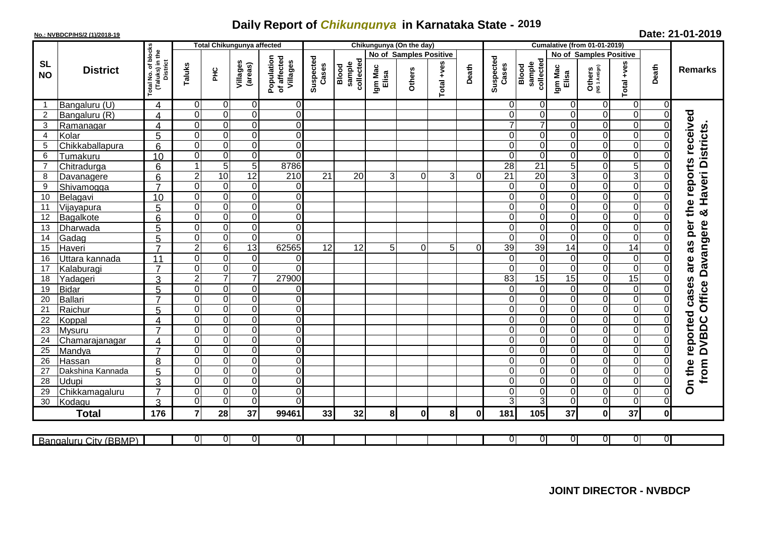**No.: NVBDCP/HS/2 (1)/2018-19**

# Daily Report of *Chikungunya* in Karnataka State - 2019

**Date: 21-01-2019**

| SL NO | District | Total No. of blocks (Taluks) in the District | Total Chikungunya affected | | | | Chikungunya (On the day) | | | | | | Cumalative (from 01-01-2019) | | | | | | Remarks |
|---|---|---|---|---|---|---|---|---|---|---|---|---|---|---|---|---|---|---|---|
| | | | Taluks | PHC | Villages (areas) | Population of affected Villages | Suspected Cases | Blood sample collected | No of Samples Positive | | | Death | Suspected Cases | Blood sample collected | No of Samples Positive | | | Death | |
| | | | | | | | | | Igm Mac Elisa | Others | Total +ves | | | | Igm Mac Elisa | Others (NS 1 Antign) | Total +ves | | |
| 1 | Bangaluru (U) | 4 | 0 | 0 | 0 | 0 | | | | | | | 0 | 0 | 0 | 0 | 0 | 0 | On the reported cases are as per the reports received from DVBDC Office Davangere & Haveri Districts. |
| 2 | Bangaluru (R) | 4 | 0 | 0 | 0 | 0 | | | | | | | 0 | 0 | 0 | 0 | 0 | 0 | |
| 3 | Ramanagar | 4 | 0 | 0 | 0 | 0 | | | | | | | 7 | 7 | 0 | 0 | 0 | 0 | |
| 4 | Kolar | 5 | 0 | 0 | 0 | 0 | | | | | | | 0 | 0 | 0 | 0 | 0 | 0 | |
| 5 | Chikkaballapura | 6 | 0 | 0 | 0 | 0 | | | | | | | 0 | 0 | 0 | 0 | 0 | 0 | |
| 6 | Tumakuru | 10 | 0 | 0 | 0 | 0 | | | | | | | 0 | 0 | 0 | 0 | 0 | 0 | |
| 7 | Chitradurga | 6 | 1 | 5 | 5 | 8786 | | | | | | | 28 | 21 | 5 | 0 | 5 | 0 | |
| 8 | Davanagere | 6 | 2 | 10 | 12 | 210 | 21 | 20 | 3 | 0 | 3 | 0 | 21 | 20 | 3 | 0 | 3 | 0 | |
| 9 | Shivamogga | 7 | 0 | 0 | 0 | 0 | | | | | | | 0 | 0 | 0 | 0 | 0 | 0 | |
| 10 | Belagavi | 10 | 0 | 0 | 0 | 0 | | | | | | | 0 | 0 | 0 | 0 | 0 | 0 | |
| 11 | Vijayapura | 5 | 0 | 0 | 0 | 0 | | | | | | | 0 | 0 | 0 | 0 | 0 | 0 | |
| 12 | Bagalkote | 6 | 0 | 0 | 0 | 0 | | | | | | | 0 | 0 | 0 | 0 | 0 | 0 | |
| 13 | Dharwada | 5 | 0 | 0 | 0 | 0 | | | | | | | 0 | 0 | 0 | 0 | 0 | 0 | |
| 14 | Gadag | 5 | 0 | 0 | 0 | 0 | | | | | | | 0 | 0 | 0 | 0 | 0 | 0 | |
| 15 | Haveri | 7 | 2 | 6 | 13 | 62565 | 12 | 12 | 5 | 0 | 5 | 0 | 39 | 39 | 14 | 0 | 14 | 0 | |
| 16 | Uttara kannada | 11 | 0 | 0 | 0 | 0 | | | | | | | 0 | 0 | 0 | 0 | 0 | 0 | |
| 17 | Kalaburagi | 7 | 0 | 0 | 0 | 0 | | | | | | | 0 | 0 | 0 | 0 | 0 | 0 | |
| 18 | Yadageri | 3 | 2 | 7 | 7 | 27900 | | | | | | | 83 | 15 | 15 | 0 | 15 | 0 | |
| 19 | Bidar | 5 | 0 | 0 | 0 | 0 | | | | | | | 0 | 0 | 0 | 0 | 0 | 0 | |
| 20 | Ballari | 7 | 0 | 0 | 0 | 0 | | | | | | | 0 | 0 | 0 | 0 | 0 | 0 | |
| 21 | Raichur | 5 | 0 | 0 | 0 | 0 | | | | | | | 0 | 0 | 0 | 0 | 0 | 0 | |
| 22 | Koppal | 4 | 0 | 0 | 0 | 0 | | | | | | | 0 | 0 | 0 | 0 | 0 | 0 | |
| 23 | Mysuru | 7 | 0 | 0 | 0 | 0 | | | | | | | 0 | 0 | 0 | 0 | 0 | 0 | |
| 24 | Chamarajanagar | 4 | 0 | 0 | 0 | 0 | | | | | | | 0 | 0 | 0 | 0 | 0 | 0 | |
| 25 | Mandya | 7 | 0 | 0 | 0 | 0 | | | | | | | 0 | 0 | 0 | 0 | 0 | 0 | |
| 26 | Hassan | 8 | 0 | 0 | 0 | 0 | | | | | | | 0 | 0 | 0 | 0 | 0 | 0 | |
| 27 | Dakshina Kannada | 5 | 0 | 0 | 0 | 0 | | | | | | | 0 | 0 | 0 | 0 | 0 | 0 | |
| 28 | Udupi | 3 | 0 | 0 | 0 | 0 | | | | | | | 0 | 0 | 0 | 0 | 0 | 0 | |
| 29 | Chikkamagaluru | 7 | 0 | 0 | 0 | 0 | | | | | | | 0 | 0 | 0 | 0 | 0 | 0 | |
| 30 | Kodagu | 3 | 0 | 0 | 0 | 0 | | | | | | | 3 | 3 | 0 | 0 | 0 | 0 | |
| **Total** | | **176** | **7** | **28** | **37** | **99461** | **33** | **32** | **8** | **0** | **8** | **0** | **181** | **105** | **37** | **0** | **37** | **0** | |

| | | | | | | | | | | | | | | | | | | |
|---|---|---|---|---|---|---|---|---|---|---|---|---|---|---|---|---|---|---|
| Bangaluru City (BBMP) | | 0 | 0 | 0 | 0 | | | | | | | 0 | 0 | 0 | 0 | 0 | 0 | |

**JOINT DIRECTOR - NVBDCP**